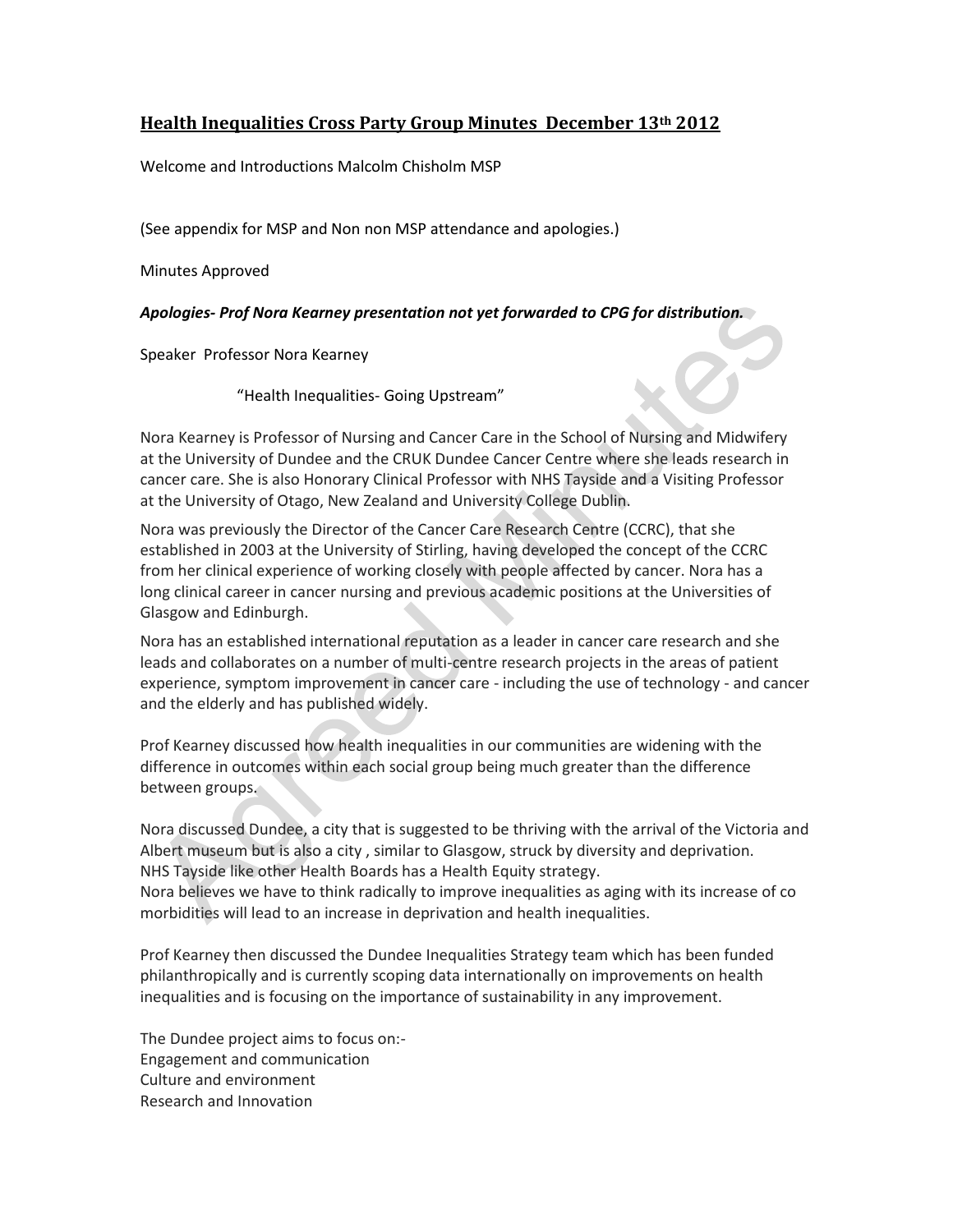# Health Inequalities Cross Party Group Minutes December 13th 2012

Welcome and Introductions Malcolm Chisholm MSP

(See appendix for MSP and Non non MSP attendance and apologies.)

Minutes Approved

***Apologies- Prof Nora Kearney presentation not yet forwarded to CPG for distribution.***

Speaker Professor Nora Kearney

"Health Inequalities- Going Upstream"

Nora Kearney is Professor of Nursing and Cancer Care in the School of Nursing and Midwifery at the University of Dundee and the CRUK Dundee Cancer Centre where she leads research in cancer care. She is also Honorary Clinical Professor with NHS Tayside and a Visiting Professor at the University of Otago, New Zealand and University College Dublin.

Nora was previously the Director of the Cancer Care Research Centre (CCRC), that she established in 2003 at the University of Stirling, having developed the concept of the CCRC from her clinical experience of working closely with people affected by cancer. Nora has a long clinical career in cancer nursing and previous academic positions at the Universities of Glasgow and Edinburgh.

Nora has an established international reputation as a leader in cancer care research and she leads and collaborates on a number of multi-centre research projects in the areas of patient experience, symptom improvement in cancer care - including the use of technology - and cancer and the elderly and has published widely.

Prof Kearney discussed how health inequalities in our communities are widening with the difference in outcomes within each social group being much greater than the difference between groups.

Nora discussed Dundee, a city that is suggested to be thriving with the arrival of the Victoria and Albert museum but is also a city , similar to Glasgow, struck by diversity and deprivation.
NHS Tayside like other Health Boards has a Health Equity strategy.
Nora believes we have to think radically to improve inequalities as aging with its increase of co morbidities will lead to an increase in deprivation and health inequalities.

Prof Kearney then discussed the Dundee Inequalities Strategy team which has been funded philanthropically and is currently scoping data internationally on improvements on health inequalities and is focusing on the importance of sustainability in any improvement.

The Dundee project aims to focus on:-
Engagement and communication
Culture and environment
Research and Innovation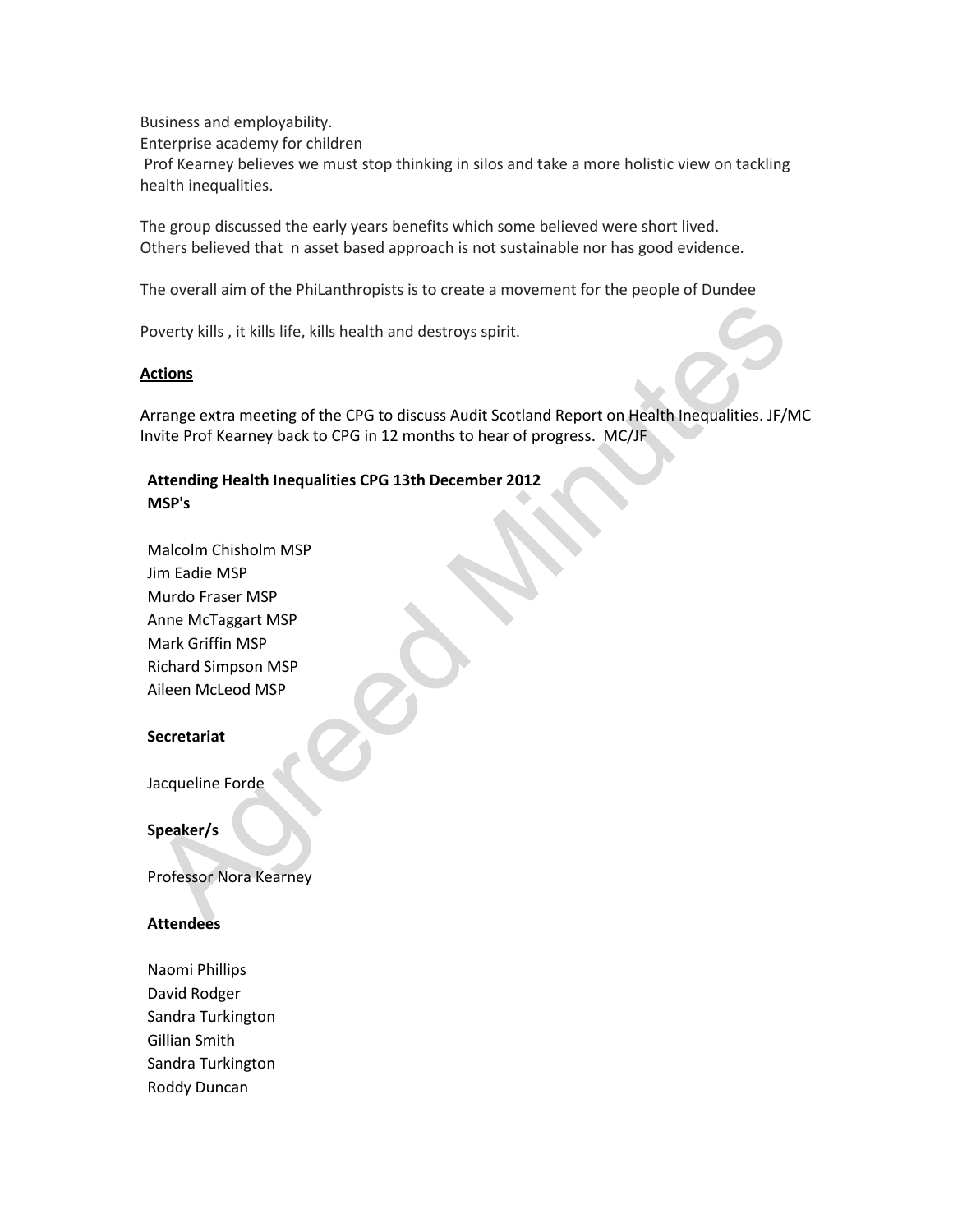Business and employability.
Enterprise academy for children
Prof Kearney believes we must stop thinking in silos and take a more holistic view on tackling health inequalities.

The group discussed the early years benefits which some believed were short lived.
Others believed that n asset based approach is not sustainable nor has good evidence.

The overall aim of the PhiLanthropists is to create a movement for the people of Dundee

Poverty kills , it kills life, kills health and destroys spirit.

**Actions**

Arrange extra meeting of the CPG to discuss Audit Scotland Report on Health Inequalities. JF/MC
Invite Prof Kearney back to CPG in 12 months to hear of progress. MC/JF

**Attending Health Inequalities CPG 13th December 2012**
**MSP's**

Malcolm Chisholm MSP
Jim Eadie MSP
Murdo Fraser MSP
Anne McTaggart MSP
Mark Griffin MSP
Richard Simpson MSP
Aileen McLeod MSP

**Secretariat**

Jacqueline Forde

**Speaker/s**

Professor Nora Kearney

**Attendees**

Naomi Phillips
David Rodger
Sandra Turkington
Gillian Smith
Sandra Turkington
Roddy Duncan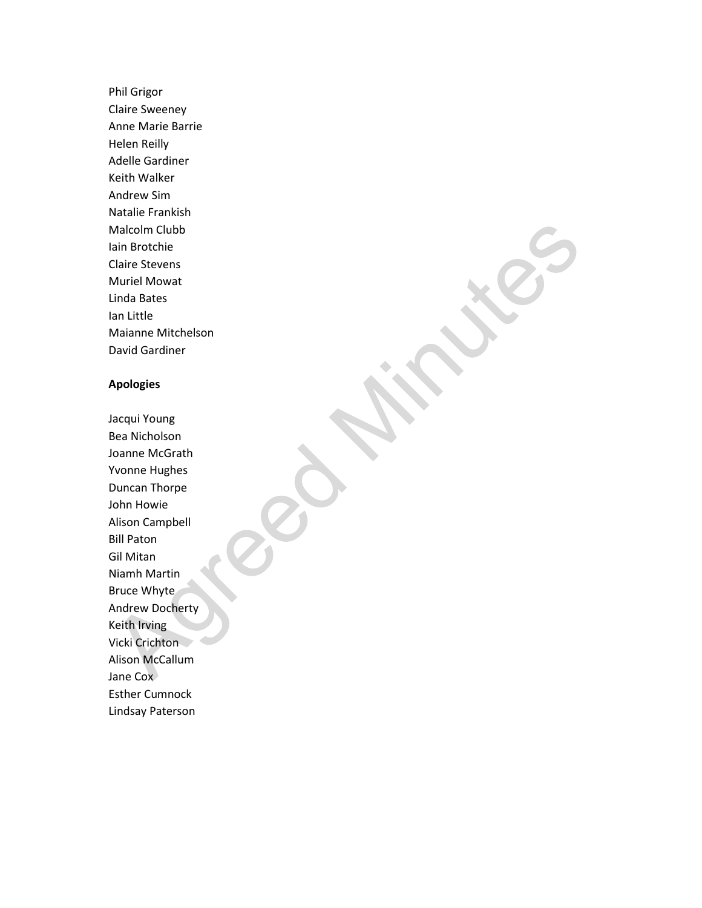Phil Grigor
Claire Sweeney
Anne Marie Barrie
Helen Reilly
Adelle Gardiner
Keith Walker
Andrew Sim
Natalie Frankish
Malcolm Clubb
Iain Brotchie
Claire Stevens
Muriel Mowat
Linda Bates
Ian Little
Maianne Mitchelson
David Gardiner

**Apologies**

Jacqui Young
Bea Nicholson
Joanne McGrath
Yvonne Hughes
Duncan Thorpe
John Howie
Alison Campbell
Bill Paton
Gil Mitan
Niamh Martin
Bruce Whyte
Andrew Docherty
Keith Irving
Vicki Crichton
Alison McCallum
Jane Cox
Esther Cumnock
Lindsay Paterson